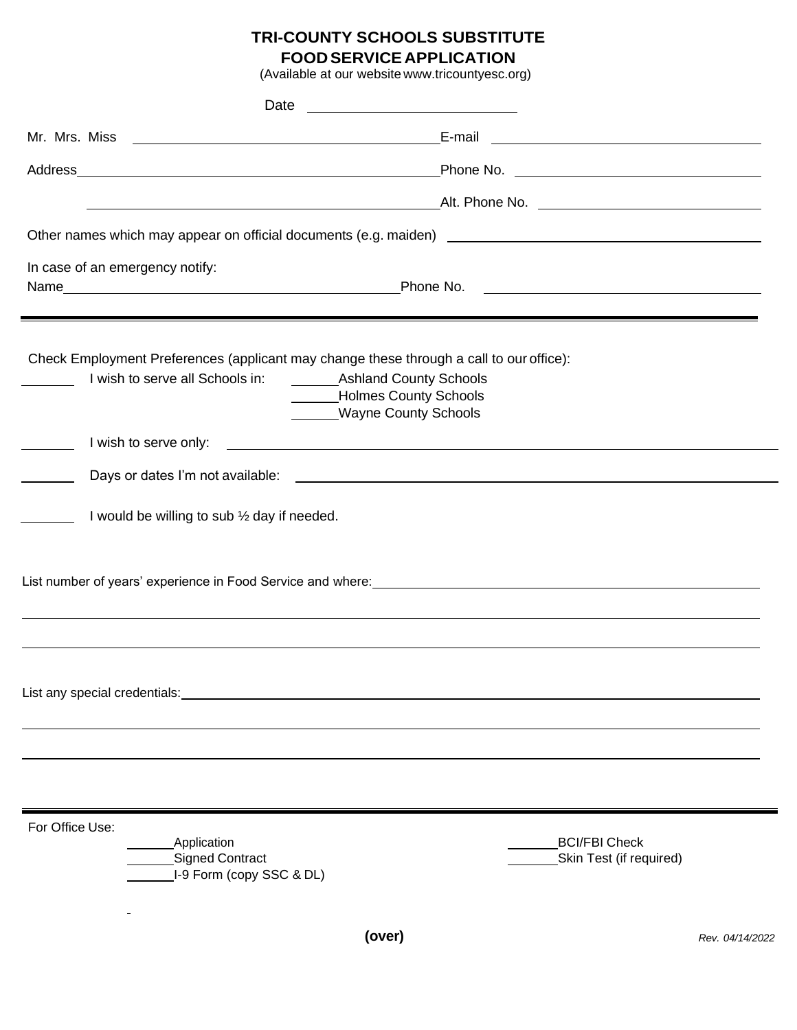# TRI-COUNTY SCHOOLS SUBSTITUTE FOOD SERVICE APPLICATION

(Available at our website www.tricountyesc.org)

Date ____________________________

Mr. Mrs. Miss ________________________________________ E-mail ________________________________________

Address ________________________________________ Phone No. ________________________________________

________________________________________ Alt. Phone No. ________________________________________

Other names which may appear on official documents (e.g. maiden) ________________________________________

In case of an emergency notify:

Name ________________________________________ Phone No. ________________________________________

---

Check Employment Preferences (applicant may change these through a call to our office):

_______ I wish to serve all Schools in: ______ Ashland County Schools
______ Holmes County Schools
______ Wayne County Schools

_______ I wish to serve only: ________________________________________

_______ Days or dates I'm not available: ________________________________________

_______ I would be willing to sub ½ day if needed.

List number of years' experience in Food Service and where: ________________________________________

________________________________________

________________________________________

List any special credentials: ________________________________________

________________________________________

________________________________________

---

For Office Use:

______ Application
______ Signed Contract
______ I-9 Form (copy SSC & DL)

_______ BCI/FBI Check
_______ Skin Test (if required)

**(over)**

*Rev. 04/14/2022*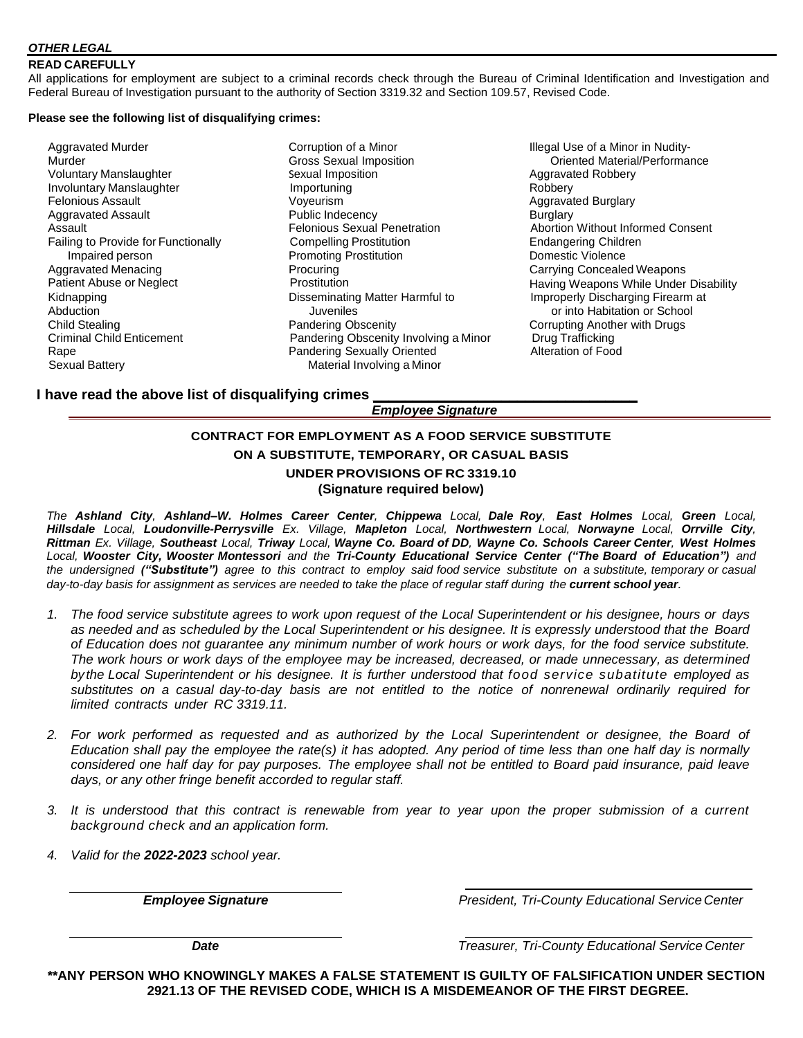***OTHER LEGAL***

**READ CAREFULLY**

All applications for employment are subject to a criminal records check through the Bureau of Criminal Identification and Investigation and Federal Bureau of Investigation pursuant to the authority of Section 3319.32 and Section 109.57, Revised Code.

**Please see the following list of disqualifying crimes:**

Aggravated Murder
Murder
Voluntary Manslaughter
Involuntary Manslaughter
Felonious Assault
Aggravated Assault
Assault
Failing to Provide for Functionally Impaired person
Aggravated Menacing
Patient Abuse or Neglect
Kidnapping
Abduction
Child Stealing
Criminal Child Enticement
Rape
Sexual Battery
Corruption of a Minor
Gross Sexual Imposition
Sexual Imposition
Importuning
Voyeurism
Public Indecency
Felonious Sexual Penetration
Compelling Prostitution
Promoting Prostitution
Procuring
Prostitution
Disseminating Matter Harmful to Juveniles
Pandering Obscenity
Pandering Obscenity Involving a Minor
Pandering Sexually Oriented Material Involving a Minor
Illegal Use of a Minor in Nudity-Oriented Material/Performance
Aggravated Robbery
Robbery
Aggravated Burglary
Burglary
Abortion Without Informed Consent
Endangering Children
Domestic Violence
Carrying Concealed Weapons
Having Weapons While Under Disability
Improperly Discharging Firearm at or into Habitation or School
Corrupting Another with Drugs
Drug Trafficking
Alteration of Food

**I have read the above list of disqualifying crimes** ______________________________
***Employee Signature***

**CONTRACT FOR EMPLOYMENT AS A FOOD SERVICE SUBSTITUTE**
**ON A SUBSTITUTE, TEMPORARY, OR CASUAL BASIS**
**UNDER PROVISIONS OF RC 3319.10**
**(Signature required below)**

*The **Ashland City**, **Ashland–W. Holmes Career Center**, **Chippewa** Local, **Dale Roy**, **East Holmes** Local, **Green** Local, **Hillsdale** Local, **Loudonville-Perrysville** Ex. Village, **Mapleton** Local, **Northwestern** Local, **Norwayne** Local, **Orrville City**, **Rittman** Ex. Village, **Southeast** Local, **Triway** Local, **Wayne Co. Board of DD**, **Wayne Co. Schools Career Center**, **West Holmes** Local, **Wooster City, Wooster Montessori** and the **Tri-County Educational Service Center ("The Board of Education")** and the undersigned **("Substitute")** agree to this contract to employ said food service substitute on a substitute, temporary or casual day-to-day basis for assignment as services are needed to take the place of regular staff during the **current school year**.*

1. *The food service substitute agrees to work upon request of the Local Superintendent or his designee, hours or days as needed and as scheduled by the Local Superintendent or his designee. It is expressly understood that the Board of Education does not guarantee any minimum number of work hours or work days, for the food service substitute. The work hours or work days of the employee may be increased, decreased, or made unnecessary, as determined by the Local Superintendent or his designee. It is further understood that food service subatitute employed as substitutes on a casual day-to-day basis are not entitled to the notice of nonrenewal ordinarily required for limited contracts under RC 3319.11.*

2. *For work performed as requested and as authorized by the Local Superintendent or designee, the Board of Education shall pay the employee the rate(s) it has adopted. Any period of time less than one half day is normally considered one half day for pay purposes. The employee shall not be entitled to Board paid insurance, paid leave days, or any other fringe benefit accorded to regular staff.*

3. *It is understood that this contract is renewable from year to year upon the proper submission of a current background check and an application form.*

4. *Valid for the **2022-2023** school year.*

______________________________ ______________________________
***Employee Signature*** *President, Tri-County Educational Service Center*

______________________________ ______________________________
***Date*** *Treasurer, Tri-County Educational Service Center*

**\*\*ANY PERSON WHO KNOWINGLY MAKES A FALSE STATEMENT IS GUILTY OF FALSIFICATION UNDER SECTION 2921.13 OF THE REVISED CODE, WHICH IS A MISDEMEANOR OF THE FIRST DEGREE.**